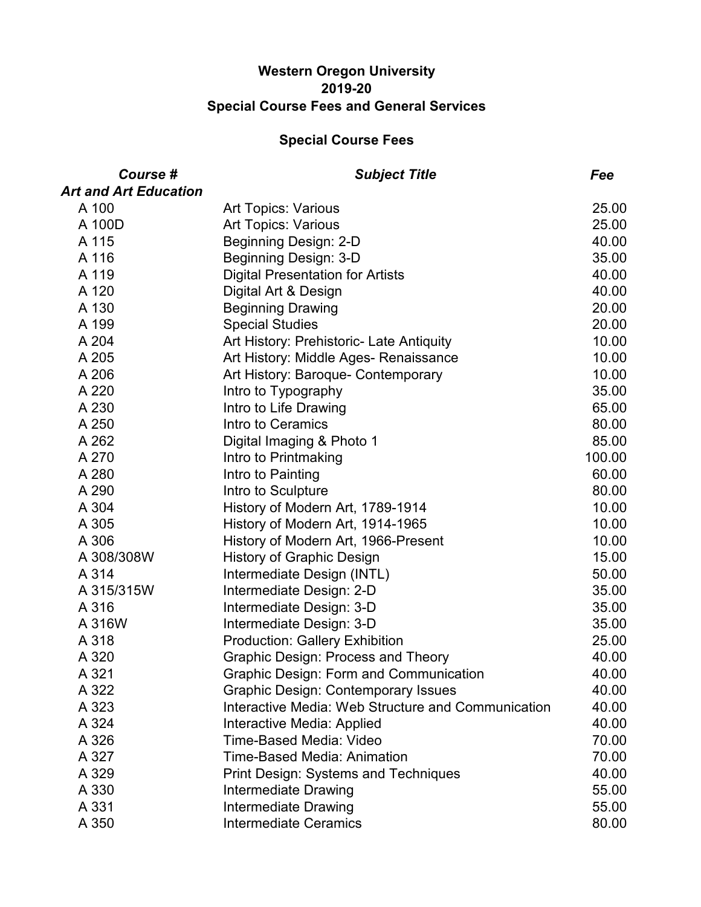# Western Oregon University
# 2019-20
# Special Course Fees and General Services

## Special Course Fees

| *Course #* | *Subject Title* | *Fee* |
|---|---|---|
| ***Art and Art Education*** | | |
| A 100 | Art Topics: Various | 25.00 |
| A 100D | Art Topics: Various | 25.00 |
| A 115 | Beginning Design: 2-D | 40.00 |
| A 116 | Beginning Design: 3-D | 35.00 |
| A 119 | Digital Presentation for Artists | 40.00 |
| A 120 | Digital Art & Design | 40.00 |
| A 130 | Beginning Drawing | 20.00 |
| A 199 | Special Studies | 20.00 |
| A 204 | Art History: Prehistoric- Late Antiquity | 10.00 |
| A 205 | Art History: Middle Ages- Renaissance | 10.00 |
| A 206 | Art History: Baroque- Contemporary | 10.00 |
| A 220 | Intro to Typography | 35.00 |
| A 230 | Intro to Life Drawing | 65.00 |
| A 250 | Intro to Ceramics | 80.00 |
| A 262 | Digital Imaging & Photo 1 | 85.00 |
| A 270 | Intro to Printmaking | 100.00 |
| A 280 | Intro to Painting | 60.00 |
| A 290 | Intro to Sculpture | 80.00 |
| A 304 | History of Modern Art, 1789-1914 | 10.00 |
| A 305 | History of Modern Art, 1914-1965 | 10.00 |
| A 306 | History of Modern Art, 1966-Present | 10.00 |
| A 308/308W | History of Graphic Design | 15.00 |
| A 314 | Intermediate Design (INTL) | 50.00 |
| A 315/315W | Intermediate Design: 2-D | 35.00 |
| A 316 | Intermediate Design: 3-D | 35.00 |
| A 316W | Intermediate Design: 3-D | 35.00 |
| A 318 | Production: Gallery Exhibition | 25.00 |
| A 320 | Graphic Design: Process and Theory | 40.00 |
| A 321 | Graphic Design: Form and Communication | 40.00 |
| A 322 | Graphic Design: Contemporary Issues | 40.00 |
| A 323 | Interactive Media: Web Structure and Communication | 40.00 |
| A 324 | Interactive Media: Applied | 40.00 |
| A 326 | Time-Based Media: Video | 70.00 |
| A 327 | Time-Based Media: Animation | 70.00 |
| A 329 | Print Design: Systems and Techniques | 40.00 |
| A 330 | Intermediate Drawing | 55.00 |
| A 331 | Intermediate Drawing | 55.00 |
| A 350 | Intermediate Ceramics | 80.00 |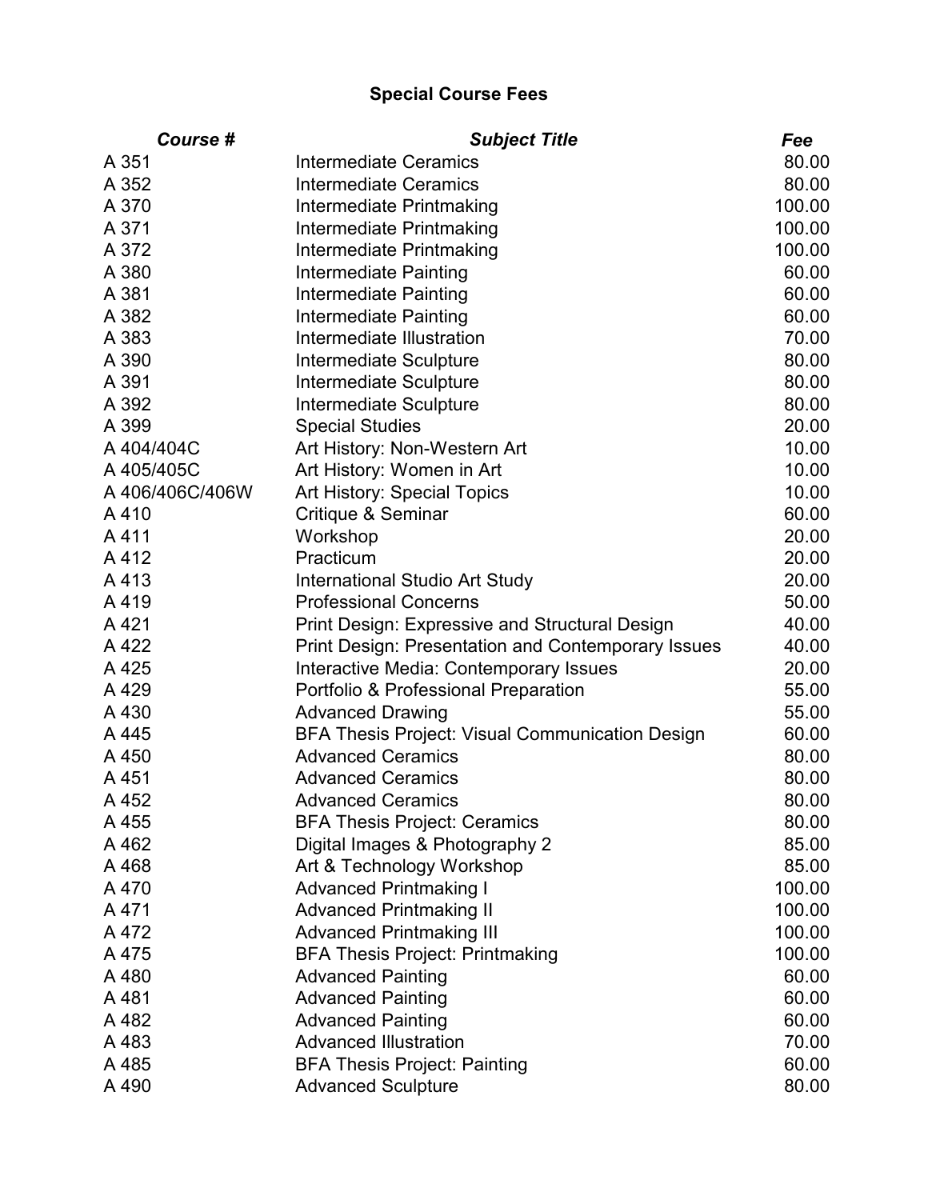# Special Course Fees

| *Course #* | *Subject Title* | *Fee* |
|---|---|---|
| A 351 | Intermediate Ceramics | 80.00 |
| A 352 | Intermediate Ceramics | 80.00 |
| A 370 | Intermediate Printmaking | 100.00 |
| A 371 | Intermediate Printmaking | 100.00 |
| A 372 | Intermediate Printmaking | 100.00 |
| A 380 | Intermediate Painting | 60.00 |
| A 381 | Intermediate Painting | 60.00 |
| A 382 | Intermediate Painting | 60.00 |
| A 383 | Intermediate Illustration | 70.00 |
| A 390 | Intermediate Sculpture | 80.00 |
| A 391 | Intermediate Sculpture | 80.00 |
| A 392 | Intermediate Sculpture | 80.00 |
| A 399 | Special Studies | 20.00 |
| A 404/404C | Art History: Non-Western Art | 10.00 |
| A 405/405C | Art History: Women in Art | 10.00 |
| A 406/406C/406W | Art History: Special Topics | 10.00 |
| A 410 | Critique & Seminar | 60.00 |
| A 411 | Workshop | 20.00 |
| A 412 | Practicum | 20.00 |
| A 413 | International Studio Art Study | 20.00 |
| A 419 | Professional Concerns | 50.00 |
| A 421 | Print Design: Expressive and Structural Design | 40.00 |
| A 422 | Print Design: Presentation and Contemporary Issues | 40.00 |
| A 425 | Interactive Media: Contemporary Issues | 20.00 |
| A 429 | Portfolio & Professional Preparation | 55.00 |
| A 430 | Advanced Drawing | 55.00 |
| A 445 | BFA Thesis Project: Visual Communication Design | 60.00 |
| A 450 | Advanced Ceramics | 80.00 |
| A 451 | Advanced Ceramics | 80.00 |
| A 452 | Advanced Ceramics | 80.00 |
| A 455 | BFA Thesis Project: Ceramics | 80.00 |
| A 462 | Digital Images & Photography 2 | 85.00 |
| A 468 | Art & Technology Workshop | 85.00 |
| A 470 | Advanced Printmaking I | 100.00 |
| A 471 | Advanced Printmaking II | 100.00 |
| A 472 | Advanced Printmaking III | 100.00 |
| A 475 | BFA Thesis Project: Printmaking | 100.00 |
| A 480 | Advanced Painting | 60.00 |
| A 481 | Advanced Painting | 60.00 |
| A 482 | Advanced Painting | 60.00 |
| A 483 | Advanced Illustration | 70.00 |
| A 485 | BFA Thesis Project: Painting | 60.00 |
| A 490 | Advanced Sculpture | 80.00 |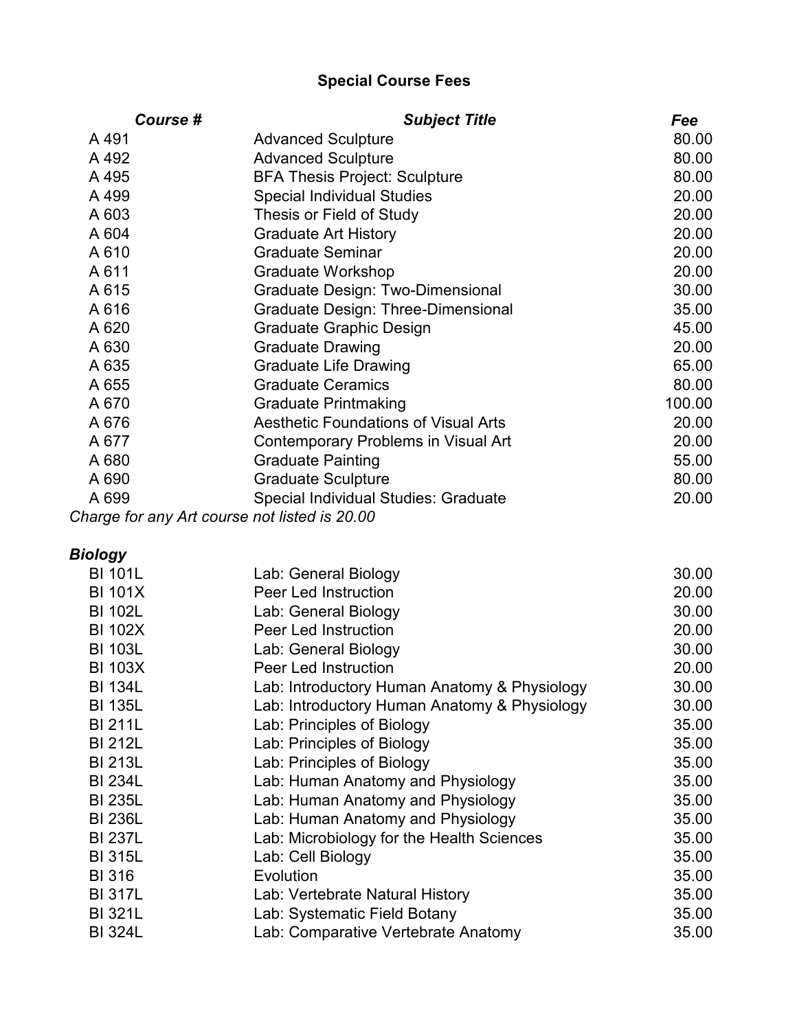## Special Course Fees

| Course # | Subject Title | Fee |
|---|---|---|
| A 491 | Advanced Sculpture | 80.00 |
| A 492 | Advanced Sculpture | 80.00 |
| A 495 | BFA Thesis Project: Sculpture | 80.00 |
| A 499 | Special Individual Studies | 20.00 |
| A 603 | Thesis or Field of Study | 20.00 |
| A 604 | Graduate Art History | 20.00 |
| A 610 | Graduate Seminar | 20.00 |
| A 611 | Graduate Workshop | 20.00 |
| A 615 | Graduate Design: Two-Dimensional | 30.00 |
| A 616 | Graduate Design: Three-Dimensional | 35.00 |
| A 620 | Graduate Graphic Design | 45.00 |
| A 630 | Graduate Drawing | 20.00 |
| A 635 | Graduate Life Drawing | 65.00 |
| A 655 | Graduate Ceramics | 80.00 |
| A 670 | Graduate Printmaking | 100.00 |
| A 676 | Aesthetic Foundations of Visual Arts | 20.00 |
| A 677 | Contemporary Problems in Visual Art | 20.00 |
| A 680 | Graduate Painting | 55.00 |
| A 690 | Graduate Sculpture | 80.00 |
| A 699 | Special Individual Studies: Graduate | 20.00 |

*Charge for any Art course not listed is 20.00*

### *Biology*

| Course # | Subject Title | Fee |
|---|---|---|
| BI 101L | Lab: General Biology | 30.00 |
| BI 101X | Peer Led Instruction | 20.00 |
| BI 102L | Lab: General Biology | 30.00 |
| BI 102X | Peer Led Instruction | 20.00 |
| BI 103L | Lab: General Biology | 30.00 |
| BI 103X | Peer Led Instruction | 20.00 |
| BI 134L | Lab: Introductory Human Anatomy & Physiology | 30.00 |
| BI 135L | Lab: Introductory Human Anatomy & Physiology | 30.00 |
| BI 211L | Lab: Principles of Biology | 35.00 |
| BI 212L | Lab: Principles of Biology | 35.00 |
| BI 213L | Lab: Principles of Biology | 35.00 |
| BI 234L | Lab: Human Anatomy and Physiology | 35.00 |
| BI 235L | Lab: Human Anatomy and Physiology | 35.00 |
| BI 236L | Lab: Human Anatomy and Physiology | 35.00 |
| BI 237L | Lab: Microbiology for the Health Sciences | 35.00 |
| BI 315L | Lab: Cell Biology | 35.00 |
| BI 316 | Evolution | 35.00 |
| BI 317L | Lab: Vertebrate Natural History | 35.00 |
| BI 321L | Lab: Systematic Field Botany | 35.00 |
| BI 324L | Lab: Comparative Vertebrate Anatomy | 35.00 |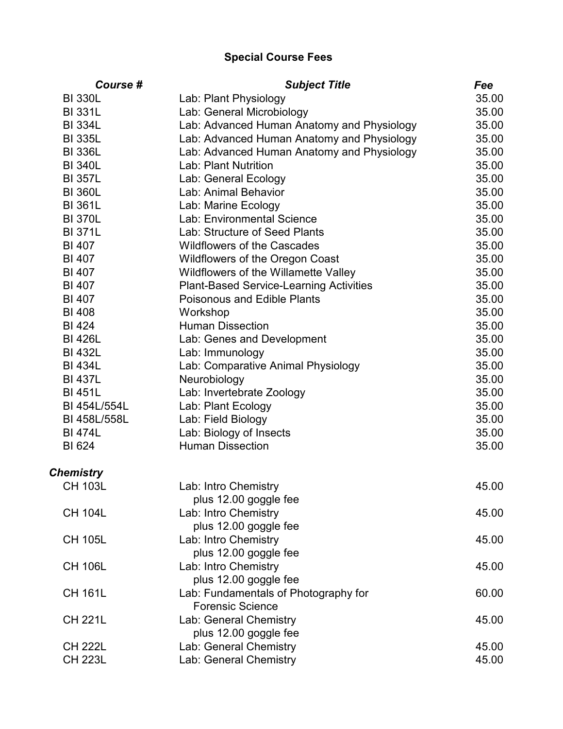## Special Course Fees

| *Course #* | *Subject Title* | *Fee* |
|---|---|---|
| BI 330L | Lab: Plant Physiology | 35.00 |
| BI 331L | Lab: General Microbiology | 35.00 |
| BI 334L | Lab: Advanced Human Anatomy and Physiology | 35.00 |
| BI 335L | Lab: Advanced Human Anatomy and Physiology | 35.00 |
| BI 336L | Lab: Advanced Human Anatomy and Physiology | 35.00 |
| BI 340L | Lab: Plant Nutrition | 35.00 |
| BI 357L | Lab: General Ecology | 35.00 |
| BI 360L | Lab: Animal Behavior | 35.00 |
| BI 361L | Lab: Marine Ecology | 35.00 |
| BI 370L | Lab: Environmental Science | 35.00 |
| BI 371L | Lab: Structure of Seed Plants | 35.00 |
| BI 407 | Wildflowers of the Cascades | 35.00 |
| BI 407 | Wildflowers of the Oregon Coast | 35.00 |
| BI 407 | Wildflowers of the Willamette Valley | 35.00 |
| BI 407 | Plant-Based Service-Learning Activities | 35.00 |
| BI 407 | Poisonous and Edible Plants | 35.00 |
| BI 408 | Workshop | 35.00 |
| BI 424 | Human Dissection | 35.00 |
| BI 426L | Lab: Genes and Development | 35.00 |
| BI 432L | Lab: Immunology | 35.00 |
| BI 434L | Lab: Comparative Animal Physiology | 35.00 |
| BI 437L | Neurobiology | 35.00 |
| BI 451L | Lab: Invertebrate Zoology | 35.00 |
| BI 454L/554L | Lab: Plant Ecology | 35.00 |
| BI 458L/558L | Lab: Field Biology | 35.00 |
| BI 474L | Lab: Biology of Insects | 35.00 |
| BI 624 | Human Dissection | 35.00 |
| ***Chemistry*** | | |
| CH 103L | Lab: Intro Chemistry<br>plus 12.00 goggle fee | 45.00 |
| CH 104L | Lab: Intro Chemistry<br>plus 12.00 goggle fee | 45.00 |
| CH 105L | Lab: Intro Chemistry<br>plus 12.00 goggle fee | 45.00 |
| CH 106L | Lab: Intro Chemistry<br>plus 12.00 goggle fee | 45.00 |
| CH 161L | Lab: Fundamentals of Photography for Forensic Science | 60.00 |
| CH 221L | Lab: General Chemistry<br>plus 12.00 goggle fee | 45.00 |
| CH 222L | Lab: General Chemistry | 45.00 |
| CH 223L | Lab: General Chemistry | 45.00 |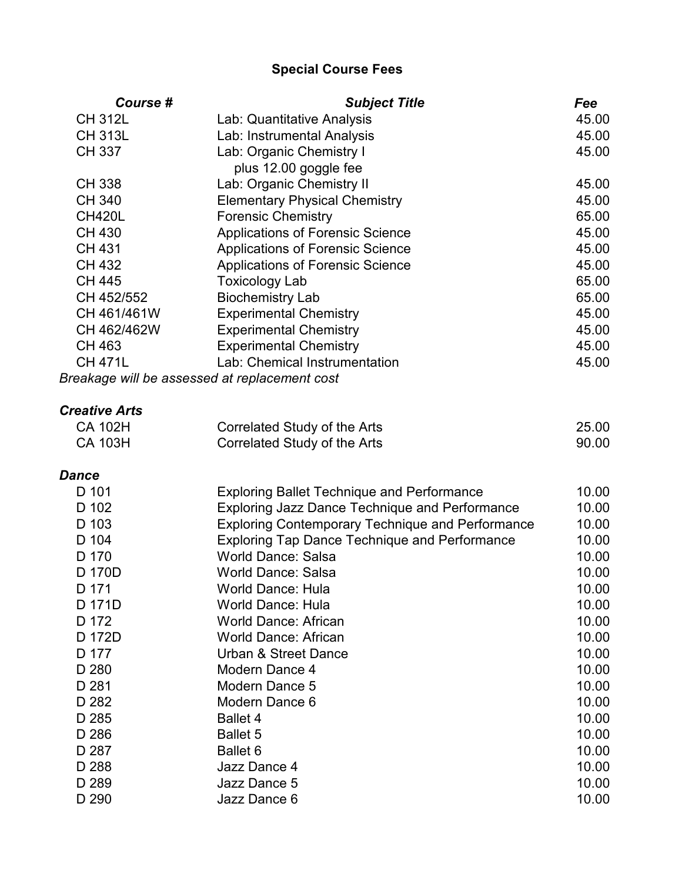## Special Course Fees

| ***Course #*** | ***Subject Title*** | ***Fee*** |
|---|---|---|
| CH 312L | Lab: Quantitative Analysis | 45.00 |
| CH 313L | Lab: Instrumental Analysis | 45.00 |
| CH 337 | Lab: Organic Chemistry I plus 12.00 goggle fee | 45.00 |
| CH 338 | Lab: Organic Chemistry II | 45.00 |
| CH 340 | Elementary Physical Chemistry | 45.00 |
| CH420L | Forensic Chemistry | 65.00 |
| CH 430 | Applications of Forensic Science | 45.00 |
| CH 431 | Applications of Forensic Science | 45.00 |
| CH 432 | Applications of Forensic Science | 45.00 |
| CH 445 | Toxicology Lab | 65.00 |
| CH 452/552 | Biochemistry Lab | 65.00 |
| CH 461/461W | Experimental Chemistry | 45.00 |
| CH 462/462W | Experimental Chemistry | 45.00 |
| CH 463 | Experimental Chemistry | 45.00 |
| CH 471L | Lab: Chemical Instrumentation | 45.00 |

*Breakage will be assessed at replacement cost*

### *Creative Arts*

| Course # | Subject Title | Fee |
|---|---|---|
| CA 102H | Correlated Study of the Arts | 25.00 |
| CA 103H | Correlated Study of the Arts | 90.00 |

### *Dance*

| Course # | Subject Title | Fee |
|---|---|---|
| D 101 | Exploring Ballet Technique and Performance | 10.00 |
| D 102 | Exploring Jazz Dance Technique and Performance | 10.00 |
| D 103 | Exploring Contemporary Technique and Performance | 10.00 |
| D 104 | Exploring Tap Dance Technique and Performance | 10.00 |
| D 170 | World Dance: Salsa | 10.00 |
| D 170D | World Dance: Salsa | 10.00 |
| D 171 | World Dance: Hula | 10.00 |
| D 171D | World Dance: Hula | 10.00 |
| D 172 | World Dance: African | 10.00 |
| D 172D | World Dance: African | 10.00 |
| D 177 | Urban & Street Dance | 10.00 |
| D 280 | Modern Dance 4 | 10.00 |
| D 281 | Modern Dance 5 | 10.00 |
| D 282 | Modern Dance 6 | 10.00 |
| D 285 | Ballet 4 | 10.00 |
| D 286 | Ballet 5 | 10.00 |
| D 287 | Ballet 6 | 10.00 |
| D 288 | Jazz Dance 4 | 10.00 |
| D 289 | Jazz Dance 5 | 10.00 |
| D 290 | Jazz Dance 6 | 10.00 |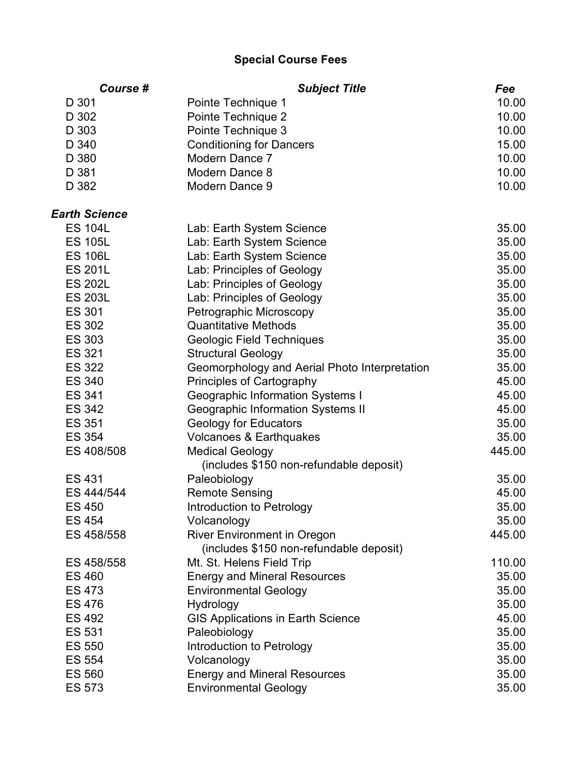## Special Course Fees

| ***Course #*** | ***Subject Title*** | ***Fee*** |
|---|---|---|
| D 301 | Pointe Technique 1 | 10.00 |
| D 302 | Pointe Technique 2 | 10.00 |
| D 303 | Pointe Technique 3 | 10.00 |
| D 340 | Conditioning for Dancers | 15.00 |
| D 380 | Modern Dance 7 | 10.00 |
| D 381 | Modern Dance 8 | 10.00 |
| D 382 | Modern Dance 9 | 10.00 |
| ***Earth Science*** | | |
| ES 104L | Lab: Earth System Science | 35.00 |
| ES 105L | Lab: Earth System Science | 35.00 |
| ES 106L | Lab: Earth System Science | 35.00 |
| ES 201L | Lab: Principles of Geology | 35.00 |
| ES 202L | Lab: Principles of Geology | 35.00 |
| ES 203L | Lab: Principles of Geology | 35.00 |
| ES 301 | Petrographic Microscopy | 35.00 |
| ES 302 | Quantitative Methods | 35.00 |
| ES 303 | Geologic Field Techniques | 35.00 |
| ES 321 | Structural Geology | 35.00 |
| ES 322 | Geomorphology and Aerial Photo Interpretation | 35.00 |
| ES 340 | Principles of Cartography | 45.00 |
| ES 341 | Geographic Information Systems I | 45.00 |
| ES 342 | Geographic Information Systems II | 45.00 |
| ES 351 | Geology for Educators | 35.00 |
| ES 354 | Volcanoes & Earthquakes | 35.00 |
| ES 408/508 | Medical Geology (includes $150 non-refundable deposit) | 445.00 |
| ES 431 | Paleobiology | 35.00 |
| ES 444/544 | Remote Sensing | 45.00 |
| ES 450 | Introduction to Petrology | 35.00 |
| ES 454 | Volcanology | 35.00 |
| ES 458/558 | River Environment in Oregon (includes $150 non-refundable deposit) | 445.00 |
| ES 458/558 | Mt. St. Helens Field Trip | 110.00 |
| ES 460 | Energy and Mineral Resources | 35.00 |
| ES 473 | Environmental Geology | 35.00 |
| ES 476 | Hydrology | 35.00 |
| ES 492 | GIS Applications in Earth Science | 45.00 |
| ES 531 | Paleobiology | 35.00 |
| ES 550 | Introduction to Petrology | 35.00 |
| ES 554 | Volcanology | 35.00 |
| ES 560 | Energy and Mineral Resources | 35.00 |
| ES 573 | Environmental Geology | 35.00 |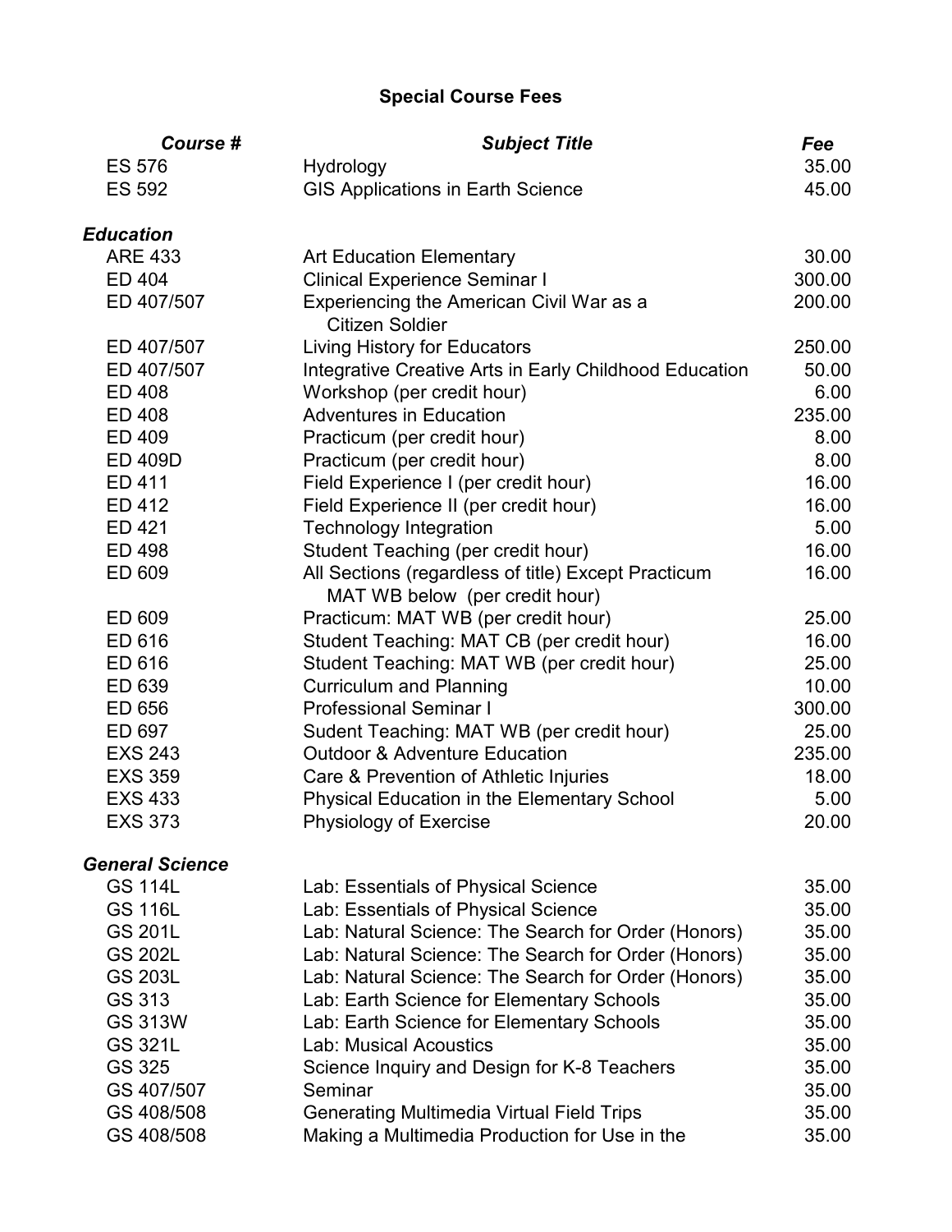## Special Course Fees

| *Course #* | *Subject Title* | *Fee* |
|---|---|---|
| ES 576 | Hydrology | 35.00 |
| ES 592 | GIS Applications in Earth Science | 45.00 |
| ***Education*** | | |
| ARE 433 | Art Education Elementary | 30.00 |
| ED 404 | Clinical Experience Seminar I | 300.00 |
| ED 407/507 | Experiencing the American Civil War as a Citizen Soldier | 200.00 |
| ED 407/507 | Living History for Educators | 250.00 |
| ED 407/507 | Integrative Creative Arts in Early Childhood Education | 50.00 |
| ED 408 | Workshop (per credit hour) | 6.00 |
| ED 408 | Adventures in Education | 235.00 |
| ED 409 | Practicum (per credit hour) | 8.00 |
| ED 409D | Practicum (per credit hour) | 8.00 |
| ED 411 | Field Experience I (per credit hour) | 16.00 |
| ED 412 | Field Experience II (per credit hour) | 16.00 |
| ED 421 | Technology Integration | 5.00 |
| ED 498 | Student Teaching (per credit hour) | 16.00 |
| ED 609 | All Sections (regardless of title) Except Practicum MAT WB below (per credit hour) | 16.00 |
| ED 609 | Practicum: MAT WB (per credit hour) | 25.00 |
| ED 616 | Student Teaching: MAT CB (per credit hour) | 16.00 |
| ED 616 | Student Teaching: MAT WB (per credit hour) | 25.00 |
| ED 639 | Curriculum and Planning | 10.00 |
| ED 656 | Professional Seminar I | 300.00 |
| ED 697 | Sudent Teaching: MAT WB (per credit hour) | 25.00 |
| EXS 243 | Outdoor & Adventure Education | 235.00 |
| EXS 359 | Care & Prevention of Athletic Injuries | 18.00 |
| EXS 433 | Physical Education in the Elementary School | 5.00 |
| EXS 373 | Physiology of Exercise | 20.00 |
| ***General Science*** | | |
| GS 114L | Lab: Essentials of Physical Science | 35.00 |
| GS 116L | Lab: Essentials of Physical Science | 35.00 |
| GS 201L | Lab: Natural Science: The Search for Order (Honors) | 35.00 |
| GS 202L | Lab: Natural Science: The Search for Order (Honors) | 35.00 |
| GS 203L | Lab: Natural Science: The Search for Order (Honors) | 35.00 |
| GS 313 | Lab: Earth Science for Elementary Schools | 35.00 |
| GS 313W | Lab: Earth Science for Elementary Schools | 35.00 |
| GS 321L | Lab: Musical Acoustics | 35.00 |
| GS 325 | Science Inquiry and Design for K-8 Teachers | 35.00 |
| GS 407/507 | Seminar | 35.00 |
| GS 408/508 | Generating Multimedia Virtual Field Trips | 35.00 |
| GS 408/508 | Making a Multimedia Production for Use in the | 35.00 |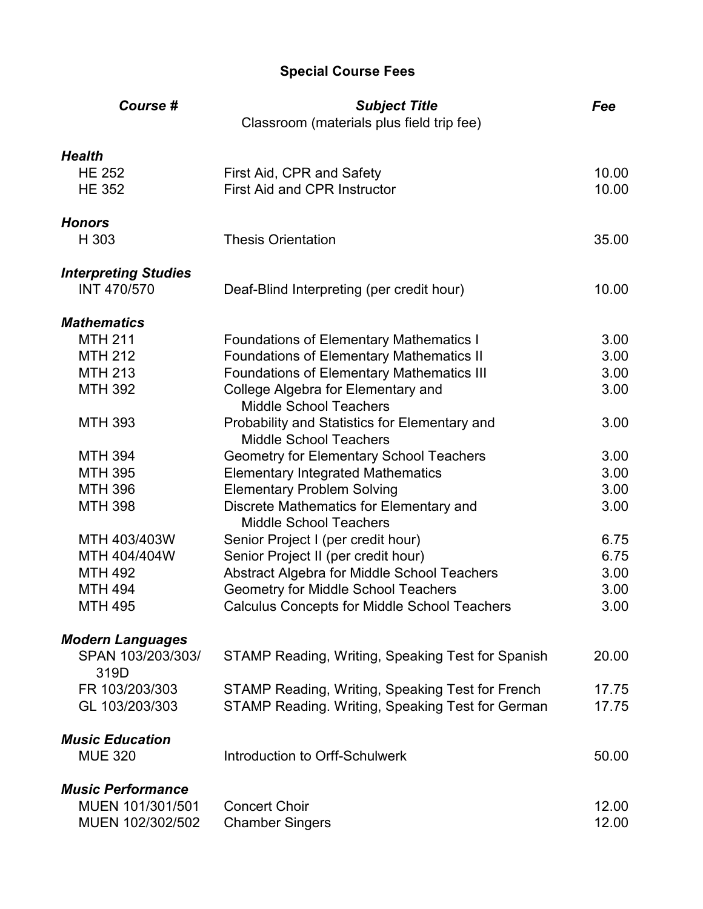## Special Course Fees

| ***Course #*** | ***Subject Title***<br>Classroom (materials plus field trip fee) | ***Fee*** |
|---|---|---|
| ***Health*** | | |
| HE 252 | First Aid, CPR and Safety | 10.00 |
| HE 352 | First Aid and CPR Instructor | 10.00 |
| ***Honors*** | | |
| H 303 | Thesis Orientation | 35.00 |
| ***Interpreting Studies*** | | |
| INT 470/570 | Deaf-Blind Interpreting (per credit hour) | 10.00 |
| ***Mathematics*** | | |
| MTH 211 | Foundations of Elementary Mathematics I | 3.00 |
| MTH 212 | Foundations of Elementary Mathematics II | 3.00 |
| MTH 213 | Foundations of Elementary Mathematics III | 3.00 |
| MTH 392 | College Algebra for Elementary and Middle School Teachers | 3.00 |
| MTH 393 | Probability and Statistics for Elementary and Middle School Teachers | 3.00 |
| MTH 394 | Geometry for Elementary School Teachers | 3.00 |
| MTH 395 | Elementary Integrated Mathematics | 3.00 |
| MTH 396 | Elementary Problem Solving | 3.00 |
| MTH 398 | Discrete Mathematics for Elementary and Middle School Teachers | 3.00 |
| MTH 403/403W | Senior Project I (per credit hour) | 6.75 |
| MTH 404/404W | Senior Project II (per credit hour) | 6.75 |
| MTH 492 | Abstract Algebra for Middle School Teachers | 3.00 |
| MTH 494 | Geometry for Middle School Teachers | 3.00 |
| MTH 495 | Calculus Concepts for Middle School Teachers | 3.00 |
| ***Modern Languages*** | | |
| SPAN 103/203/303/ 319D | STAMP Reading, Writing, Speaking Test for Spanish | 20.00 |
| FR 103/203/303 | STAMP Reading, Writing, Speaking Test for French | 17.75 |
| GL 103/203/303 | STAMP Reading. Writing, Speaking Test for German | 17.75 |
| ***Music Education*** | | |
| MUE 320 | Introduction to Orff-Schulwerk | 50.00 |
| ***Music Performance*** | | |
| MUEN 101/301/501 | Concert Choir | 12.00 |
| MUEN 102/302/502 | Chamber Singers | 12.00 |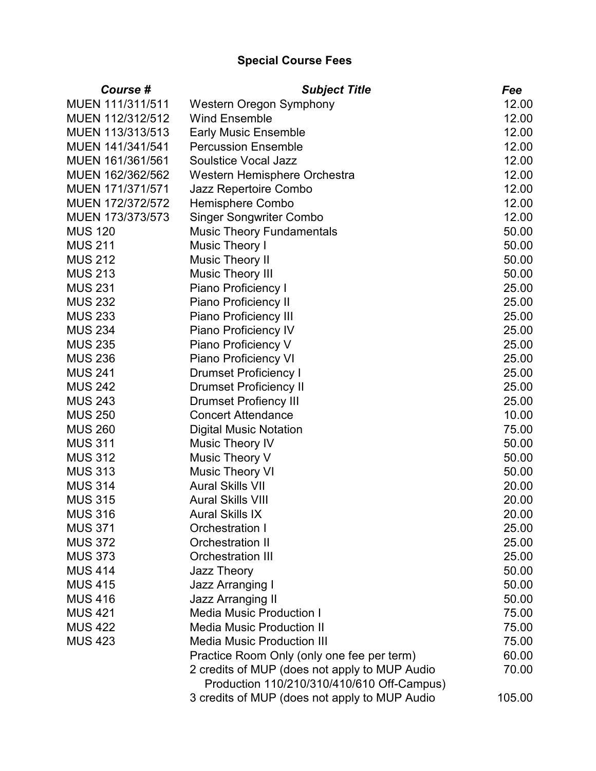## Special Course Fees

| ***Course #*** | ***Subject Title*** | ***Fee*** |
| --- | --- | --- |
| MUEN 111/311/511 | Western Oregon Symphony | 12.00 |
| MUEN 112/312/512 | Wind Ensemble | 12.00 |
| MUEN 113/313/513 | Early Music Ensemble | 12.00 |
| MUEN 141/341/541 | Percussion Ensemble | 12.00 |
| MUEN 161/361/561 | Soulstice Vocal Jazz | 12.00 |
| MUEN 162/362/562 | Western Hemisphere Orchestra | 12.00 |
| MUEN 171/371/571 | Jazz Repertoire Combo | 12.00 |
| MUEN 172/372/572 | Hemisphere Combo | 12.00 |
| MUEN 173/373/573 | Singer Songwriter Combo | 12.00 |
| MUS 120 | Music Theory Fundamentals | 50.00 |
| MUS 211 | Music Theory I | 50.00 |
| MUS 212 | Music Theory II | 50.00 |
| MUS 213 | Music Theory III | 50.00 |
| MUS 231 | Piano Proficiency I | 25.00 |
| MUS 232 | Piano Proficiency II | 25.00 |
| MUS 233 | Piano Proficiency III | 25.00 |
| MUS 234 | Piano Proficiency IV | 25.00 |
| MUS 235 | Piano Proficiency V | 25.00 |
| MUS 236 | Piano Proficiency VI | 25.00 |
| MUS 241 | Drumset Proficiency I | 25.00 |
| MUS 242 | Drumset Proficiency II | 25.00 |
| MUS 243 | Drumset Profiency III | 25.00 |
| MUS 250 | Concert Attendance | 10.00 |
| MUS 260 | Digital Music Notation | 75.00 |
| MUS 311 | Music Theory IV | 50.00 |
| MUS 312 | Music Theory V | 50.00 |
| MUS 313 | Music Theory VI | 50.00 |
| MUS 314 | Aural Skills VII | 20.00 |
| MUS 315 | Aural Skills VIII | 20.00 |
| MUS 316 | Aural Skills IX | 20.00 |
| MUS 371 | Orchestration I | 25.00 |
| MUS 372 | Orchestration II | 25.00 |
| MUS 373 | Orchestration III | 25.00 |
| MUS 414 | Jazz Theory | 50.00 |
| MUS 415 | Jazz Arranging I | 50.00 |
| MUS 416 | Jazz Arranging II | 50.00 |
| MUS 421 | Media Music Production I | 75.00 |
| MUS 422 | Media Music Production II | 75.00 |
| MUS 423 | Media Music Production III | 75.00 |
| | Practice Room Only (only one fee per term) | 60.00 |
| | 2 credits of MUP (does not apply to MUP Audio Production 110/210/310/410/610 Off-Campus) | 70.00 |
| | 3 credits of MUP (does not apply to MUP Audio | 105.00 |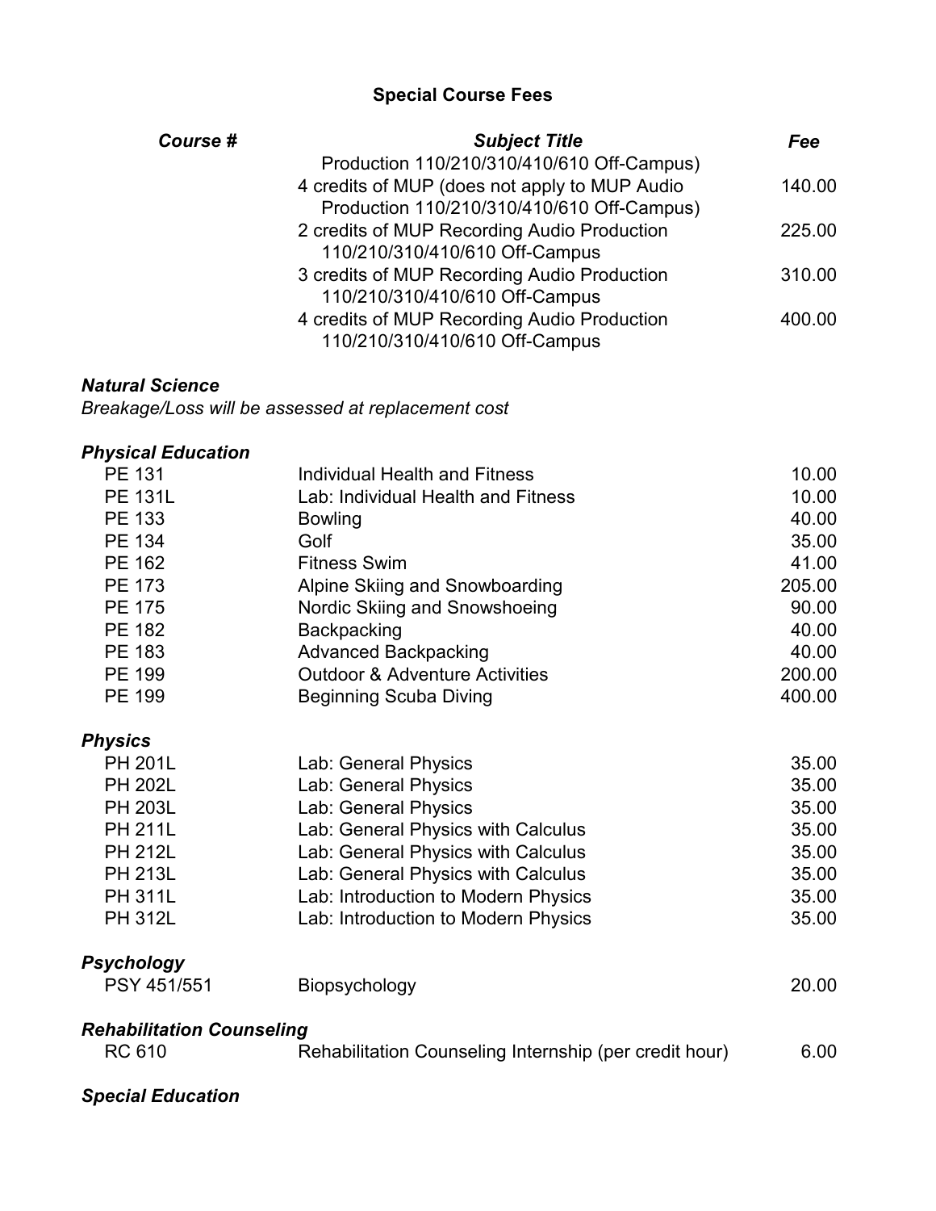## Special Course Fees

| Course # | Subject Title | Fee |
|---|---|---|
| | Production 110/210/310/410/610 Off-Campus) | |
| | 4 credits of MUP (does not apply to MUP Audio Production 110/210/310/410/610 Off-Campus) | 140.00 |
| | 2 credits of MUP Recording Audio Production 110/210/310/410/610 Off-Campus | 225.00 |
| | 3 credits of MUP Recording Audio Production 110/210/310/410/610 Off-Campus | 310.00 |
| | 4 credits of MUP Recording Audio Production 110/210/310/410/610 Off-Campus | 400.00 |
| ***Natural Science*** | | |
| *Breakage/Loss will be assessed at replacement cost* | | |
| ***Physical Education*** | | |
| PE 131 | Individual Health and Fitness | 10.00 |
| PE 131L | Lab: Individual Health and Fitness | 10.00 |
| PE 133 | Bowling | 40.00 |
| PE 134 | Golf | 35.00 |
| PE 162 | Fitness Swim | 41.00 |
| PE 173 | Alpine Skiing and Snowboarding | 205.00 |
| PE 175 | Nordic Skiing and Snowshoeing | 90.00 |
| PE 182 | Backpacking | 40.00 |
| PE 183 | Advanced Backpacking | 40.00 |
| PE 199 | Outdoor & Adventure Activities | 200.00 |
| PE 199 | Beginning Scuba Diving | 400.00 |
| ***Physics*** | | |
| PH 201L | Lab: General Physics | 35.00 |
| PH 202L | Lab: General Physics | 35.00 |
| PH 203L | Lab: General Physics | 35.00 |
| PH 211L | Lab: General Physics with Calculus | 35.00 |
| PH 212L | Lab: General Physics with Calculus | 35.00 |
| PH 213L | Lab: General Physics with Calculus | 35.00 |
| PH 311L | Lab: Introduction to Modern Physics | 35.00 |
| PH 312L | Lab: Introduction to Modern Physics | 35.00 |
| ***Psychology*** | | |
| PSY 451/551 | Biopsychology | 20.00 |
| ***Rehabilitation Counseling*** | | |
| RC 610 | Rehabilitation Counseling Internship (per credit hour) | 6.00 |
| ***Special Education*** | | |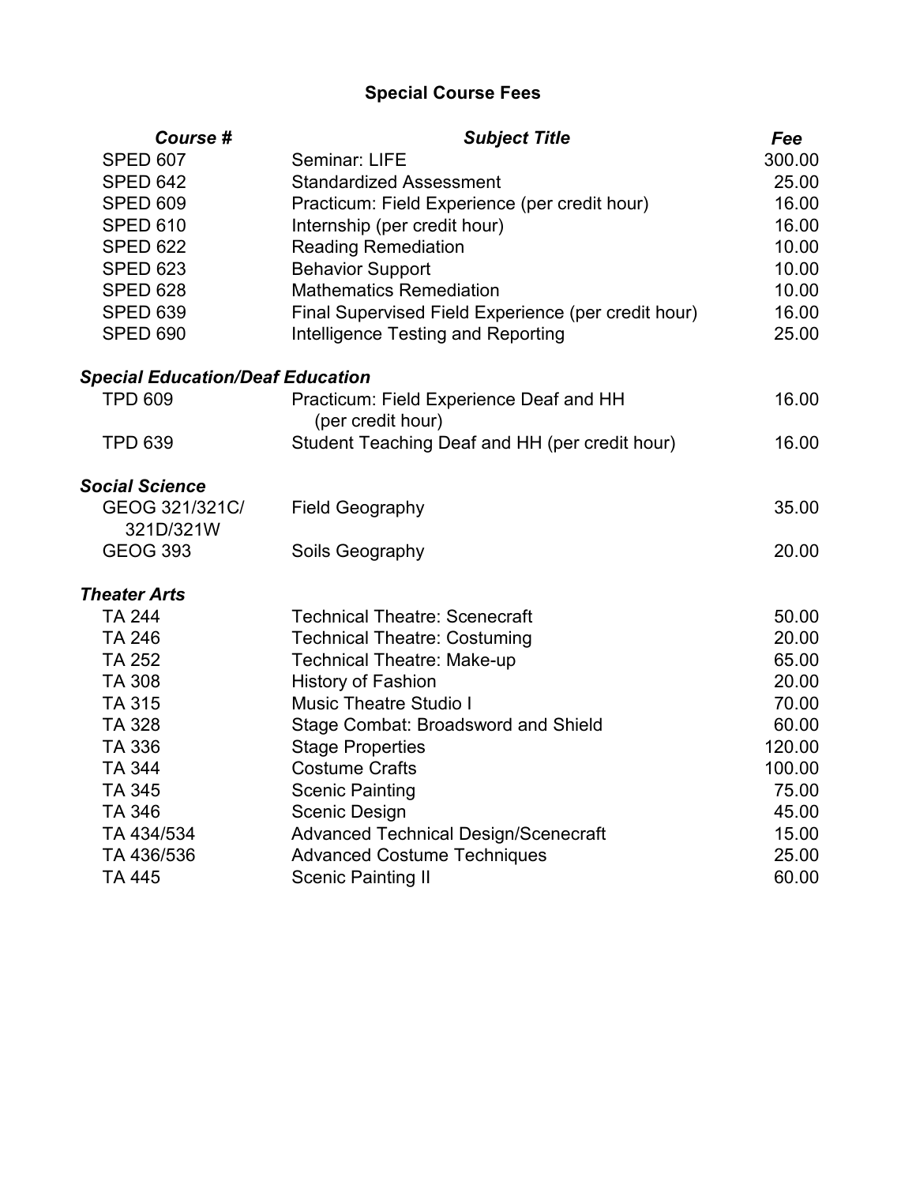## Special Course Fees

| ***Course #*** | ***Subject Title*** | ***Fee*** |
|---|---|---|
| SPED 607 | Seminar: LIFE | 300.00 |
| SPED 642 | Standardized Assessment | 25.00 |
| SPED 609 | Practicum: Field Experience (per credit hour) | 16.00 |
| SPED 610 | Internship (per credit hour) | 16.00 |
| SPED 622 | Reading Remediation | 10.00 |
| SPED 623 | Behavior Support | 10.00 |
| SPED 628 | Mathematics Remediation | 10.00 |
| SPED 639 | Final Supervised Field Experience (per credit hour) | 16.00 |
| SPED 690 | Intelligence Testing and Reporting | 25.00 |
| ***Special Education/Deaf Education*** | | |
| TPD 609 | Practicum: Field Experience Deaf and HH (per credit hour) | 16.00 |
| TPD 639 | Student Teaching Deaf and HH (per credit hour) | 16.00 |
| ***Social Science*** | | |
| GEOG 321/321C/321D/321W | Field Geography | 35.00 |
| GEOG 393 | Soils Geography | 20.00 |
| ***Theater Arts*** | | |
| TA 244 | Technical Theatre: Scenecraft | 50.00 |
| TA 246 | Technical Theatre: Costuming | 20.00 |
| TA 252 | Technical Theatre: Make-up | 65.00 |
| TA 308 | History of Fashion | 20.00 |
| TA 315 | Music Theatre Studio I | 70.00 |
| TA 328 | Stage Combat: Broadsword and Shield | 60.00 |
| TA 336 | Stage Properties | 120.00 |
| TA 344 | Costume Crafts | 100.00 |
| TA 345 | Scenic Painting | 75.00 |
| TA 346 | Scenic Design | 45.00 |
| TA 434/534 | Advanced Technical Design/Scenecraft | 15.00 |
| TA 436/536 | Advanced Costume Techniques | 25.00 |
| TA 445 | Scenic Painting II | 60.00 |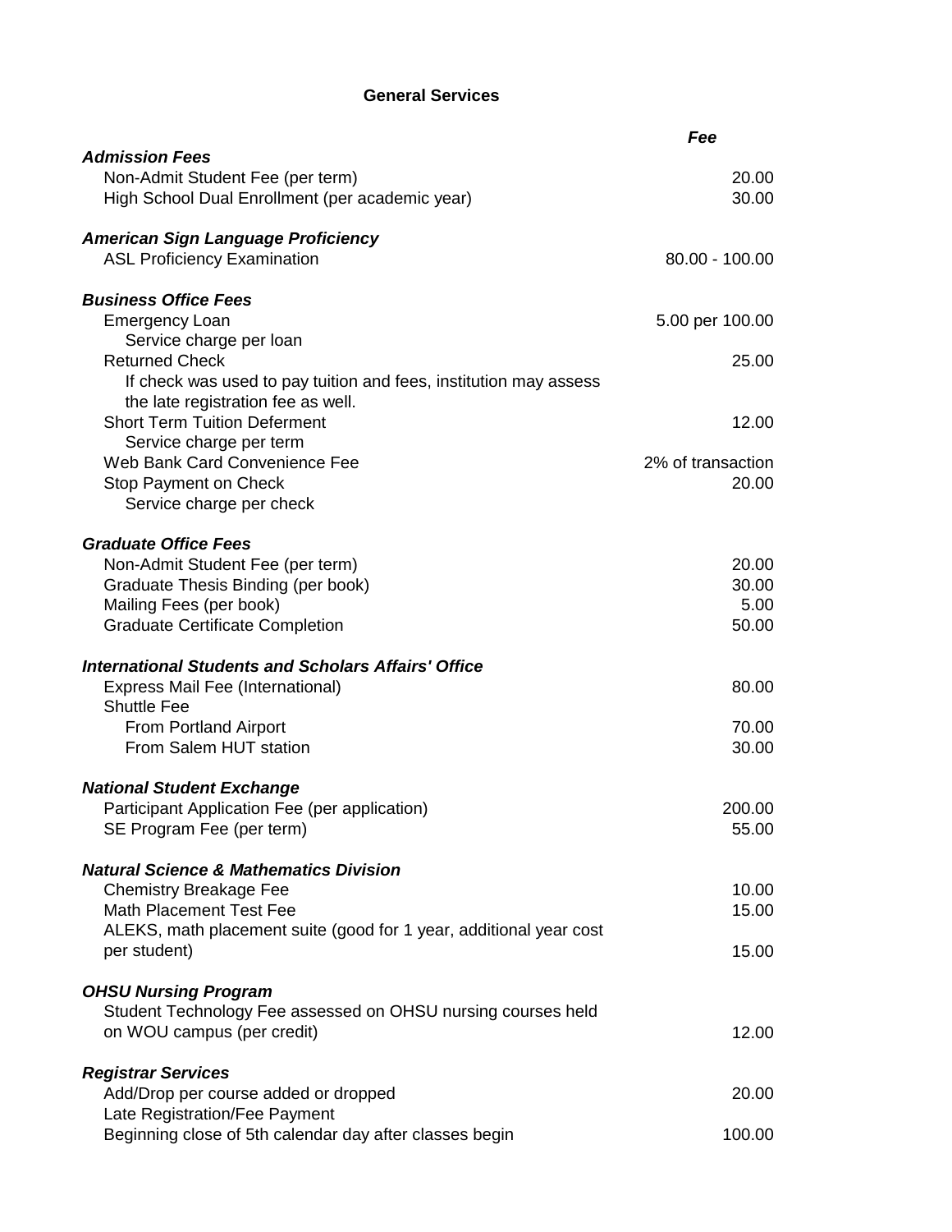## General Services

| | Fee |
|---|---|
| ***Admission Fees*** | |
| Non-Admit Student Fee (per term) | 20.00 |
| High School Dual Enrollment (per academic year) | 30.00 |
| | |
| ***American Sign Language Proficiency*** | |
| ASL Proficiency Examination | 80.00 - 100.00 |
| | |
| ***Business Office Fees*** | |
| Emergency Loan | 5.00 per 100.00 |
| Service charge per loan | |
| Returned Check | 25.00 |
| If check was used to pay tuition and fees, institution may assess the late registration fee as well. | |
| Short Term Tuition Deferment | 12.00 |
| Service charge per term | |
| Web Bank Card Convenience Fee | 2% of transaction |
| Stop Payment on Check | 20.00 |
| Service charge per check | |
| | |
| ***Graduate Office Fees*** | |
| Non-Admit Student Fee (per term) | 20.00 |
| Graduate Thesis Binding (per book) | 30.00 |
| Mailing Fees (per book) | 5.00 |
| Graduate Certificate Completion | 50.00 |
| | |
| ***International Students and Scholars Affairs' Office*** | |
| Express Mail Fee (International) | 80.00 |
| Shuttle Fee | |
| From Portland Airport | 70.00 |
| From Salem HUT station | 30.00 |
| | |
| ***National Student Exchange*** | |
| Participant Application Fee (per application) | 200.00 |
| SE Program Fee (per term) | 55.00 |
| | |
| ***Natural Science & Mathematics Division*** | |
| Chemistry Breakage Fee | 10.00 |
| Math Placement Test Fee | 15.00 |
| ALEKS, math placement suite (good for 1 year, additional year cost per student) | 15.00 |
| | |
| ***OHSU Nursing Program*** | |
| Student Technology Fee assessed on OHSU nursing courses held on WOU campus (per credit) | 12.00 |
| | |
| ***Registrar Services*** | |
| Add/Drop per course added or dropped | 20.00 |
| Late Registration/Fee Payment | |
| Beginning close of 5th calendar day after classes begin | 100.00 |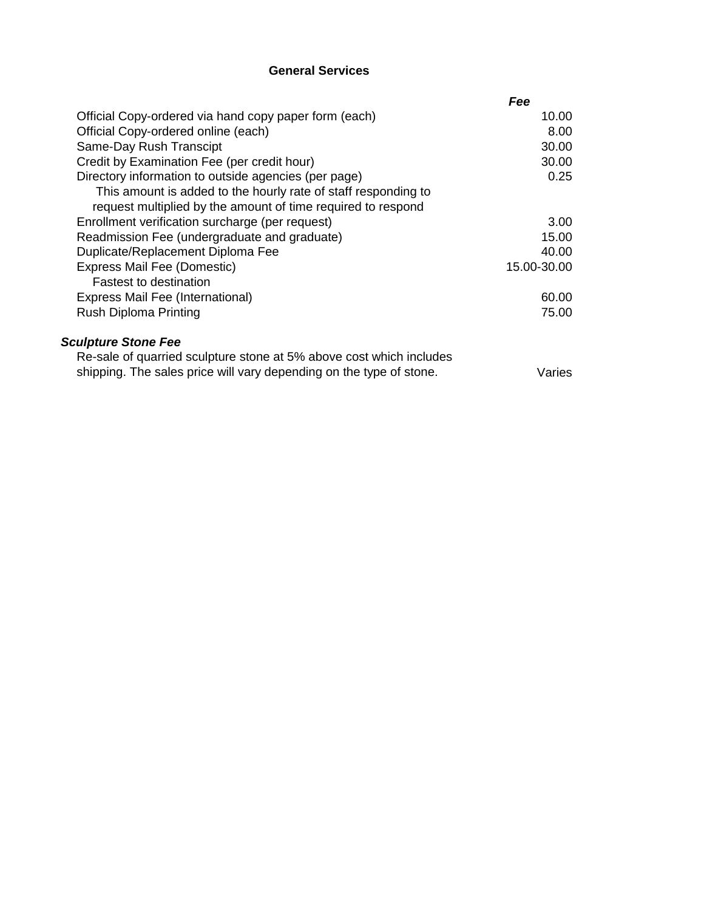## General Services

| | Fee |
|---|---|
| Official Copy-ordered via hand copy paper form (each) | 10.00 |
| Official Copy-ordered online (each) | 8.00 |
| Same-Day Rush Transcipt | 30.00 |
| Credit by Examination Fee (per credit hour) | 30.00 |
| Directory information to outside agencies (per page) | 0.25 |
| This amount is added to the hourly rate of staff responding to request multiplied by the amount of time required to respond | |
| Enrollment verification surcharge (per request) | 3.00 |
| Readmission Fee (undergraduate and graduate) | 15.00 |
| Duplicate/Replacement Diploma Fee | 40.00 |
| Express Mail Fee (Domestic) | 15.00-30.00 |
| Fastest to destination | |
| Express Mail Fee (International) | 60.00 |
| Rush Diploma Printing | 75.00 |

***Sculpture Stone Fee***

| | |
|---|---|
| Re-sale of quarried sculpture stone at 5% above cost which includes shipping. The sales price will vary depending on the type of stone. | Varies |